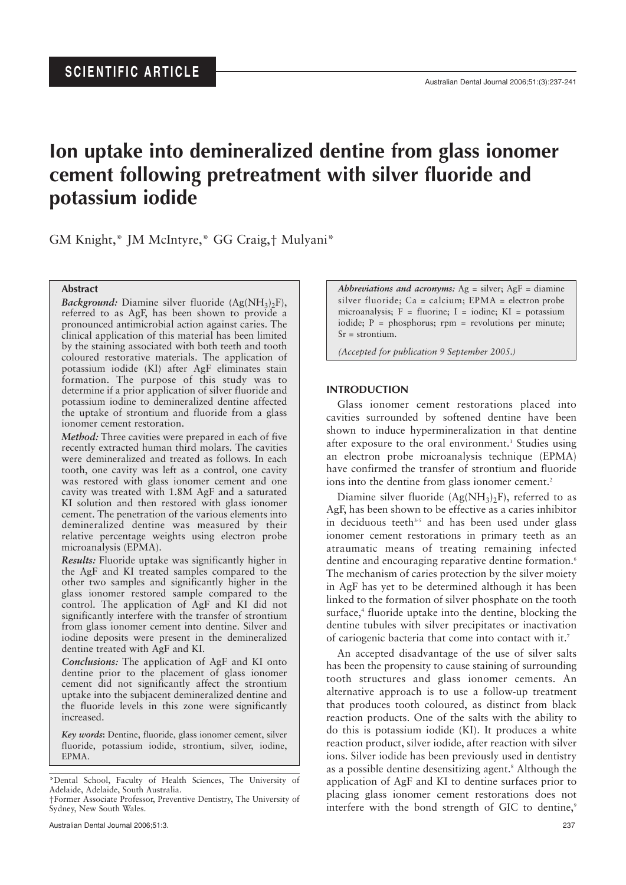SCIENTIFIC ARTICLE

# Ion uptake into demineralized dentine from glass ionomer cement following pretreatment with silver fluoride and potassium iodide

GM Knight,* JM McIntyre,* GG Craig,† Mulyani*

## Abstract

***Background:*** Diamine silver fluoride ($Ag(NH_3)_2F$), referred to as AgF, has been shown to provide a pronounced antimicrobial action against caries. The clinical application of this material has been limited by the staining associated with both teeth and tooth coloured restorative materials. The application of potassium iodide (KI) after AgF eliminates stain formation. The purpose of this study was to determine if a prior application of silver fluoride and potassium iodine to demineralized dentine affected the uptake of strontium and fluoride from a glass ionomer cement restoration.

***Method:*** Three cavities were prepared in each of five recently extracted human third molars. The cavities were demineralized and treated as follows. In each tooth, one cavity was left as a control, one cavity was restored with glass ionomer cement and one cavity was treated with 1.8M AgF and a saturated KI solution and then restored with glass ionomer cement. The penetration of the various elements into demineralized dentine was measured by their relative percentage weights using electron probe microanalysis (EPMA).

***Results:*** Fluoride uptake was significantly higher in the AgF and KI treated samples compared to the other two samples and significantly higher in the glass ionomer restored sample compared to the control. The application of AgF and KI did not significantly interfere with the transfer of strontium from glass ionomer cement into dentine. Silver and iodine deposits were present in the demineralized dentine treated with AgF and KI.

***Conclusions:*** The application of AgF and KI onto dentine prior to the placement of glass ionomer cement did not significantly affect the strontium uptake into the subjacent demineralized dentine and the fluoride levels in this zone were significantly increased.

***Key words*:** Dentine, fluoride, glass ionomer cement, silver fluoride, potassium iodide, strontium, silver, iodine, EPMA.

*Dental School, Faculty of Health Sciences, The University of Adelaide, Adelaide, South Australia.
†Former Associate Professor, Preventive Dentistry, The University of Sydney, New South Wales.

*Abbreviations and acronyms:* Ag = silver; AgF = diamine silver fluoride; Ca = calcium; EPMA = electron probe microanalysis; F = fluorine; I = iodine; KI = potassium iodide; P = phosphorus; rpm = revolutions per minute; Sr = strontium.

*(Accepted for publication 9 September 2005.)*

## INTRODUCTION

Glass ionomer cement restorations placed into cavities surrounded by softened dentine have been shown to induce hypermineralization in that dentine after exposure to the oral environment.[1] Studies using an electron probe microanalysis technique (EPMA) have confirmed the transfer of strontium and fluoride ions into the dentine from glass ionomer cement.[2]

Diamine silver fluoride ($Ag(NH_3)_2F$), referred to as AgF, has been shown to be effective as a caries inhibitor in deciduous teeth[3-5] and has been used under glass ionomer cement restorations in primary teeth as an atraumatic means of treating remaining infected dentine and encouraging reparative dentine formation.[6] The mechanism of caries protection by the silver moiety in AgF has yet to be determined although it has been linked to the formation of silver phosphate on the tooth surface,[4] fluoride uptake into the dentine, blocking the dentine tubules with silver precipitates or inactivation of cariogenic bacteria that come into contact with it.[7]

An accepted disadvantage of the use of silver salts has been the propensity to cause staining of surrounding tooth structures and glass ionomer cements. An alternative approach is to use a follow-up treatment that produces tooth coloured, as distinct from black reaction products. One of the salts with the ability to do this is potassium iodide (KI). It produces a white reaction product, silver iodide, after reaction with silver ions. Silver iodide has been previously used in dentistry as a possible dentine desensitizing agent.[8] Although the application of AgF and KI to dentine surfaces prior to placing glass ionomer cement restorations does not interfere with the bond strength of GIC to dentine,[9]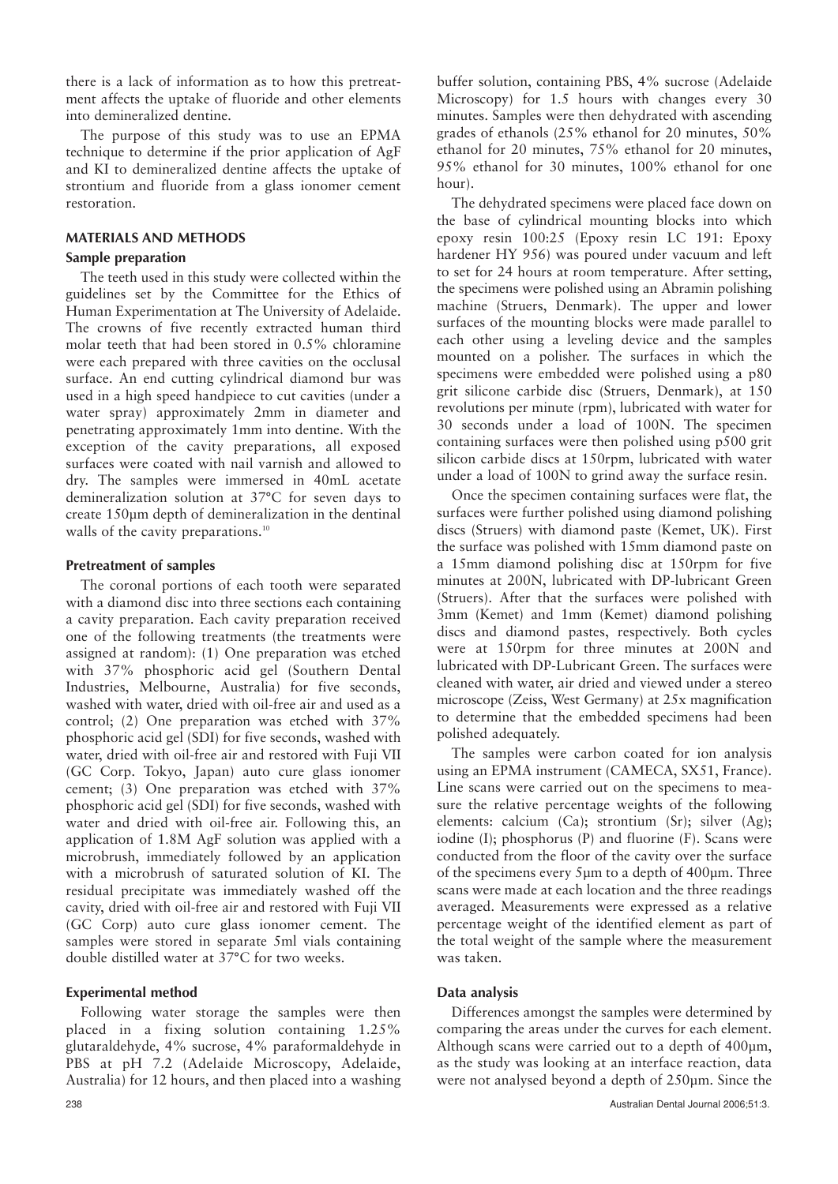there is a lack of information as to how this pretreatment affects the uptake of fluoride and other elements into demineralized dentine.

The purpose of this study was to use an EPMA technique to determine if the prior application of AgF and KI to demineralized dentine affects the uptake of strontium and fluoride from a glass ionomer cement restoration.

## MATERIALS AND METHODS

### Sample preparation

The teeth used in this study were collected within the guidelines set by the Committee for the Ethics of Human Experimentation at The University of Adelaide. The crowns of five recently extracted human third molar teeth that had been stored in 0.5% chloramine were each prepared with three cavities on the occlusal surface. An end cutting cylindrical diamond bur was used in a high speed handpiece to cut cavities (under a water spray) approximately 2mm in diameter and penetrating approximately 1mm into dentine. With the exception of the cavity preparations, all exposed surfaces were coated with nail varnish and allowed to dry. The samples were immersed in 40mL acetate demineralization solution at 37°C for seven days to create 150μm depth of demineralization in the dentinal walls of the cavity preparations.[10]

### Pretreatment of samples

The coronal portions of each tooth were separated with a diamond disc into three sections each containing a cavity preparation. Each cavity preparation received one of the following treatments (the treatments were assigned at random): (1) One preparation was etched with 37% phosphoric acid gel (Southern Dental Industries, Melbourne, Australia) for five seconds, washed with water, dried with oil-free air and used as a control; (2) One preparation was etched with 37% phosphoric acid gel (SDI) for five seconds, washed with water, dried with oil-free air and restored with Fuji VII (GC Corp. Tokyo, Japan) auto cure glass ionomer cement; (3) One preparation was etched with 37% phosphoric acid gel (SDI) for five seconds, washed with water and dried with oil-free air. Following this, an application of 1.8M AgF solution was applied with a microbrush, immediately followed by an application with a microbrush of saturated solution of KI. The residual precipitate was immediately washed off the cavity, dried with oil-free air and restored with Fuji VII (GC Corp) auto cure glass ionomer cement. The samples were stored in separate 5ml vials containing double distilled water at 37°C for two weeks.

### Experimental method

Following water storage the samples were then placed in a fixing solution containing 1.25% glutaraldehyde, 4% sucrose, 4% paraformaldehyde in PBS at pH 7.2 (Adelaide Microscopy, Adelaide, Australia) for 12 hours, and then placed into a washing buffer solution, containing PBS, 4% sucrose (Adelaide Microscopy) for 1.5 hours with changes every 30 minutes. Samples were then dehydrated with ascending grades of ethanols (25% ethanol for 20 minutes, 50% ethanol for 20 minutes, 75% ethanol for 20 minutes, 95% ethanol for 30 minutes, 100% ethanol for one hour).

The dehydrated specimens were placed face down on the base of cylindrical mounting blocks into which epoxy resin 100:25 (Epoxy resin LC 191: Epoxy hardener HY 956) was poured under vacuum and left to set for 24 hours at room temperature. After setting, the specimens were polished using an Abramin polishing machine (Struers, Denmark). The upper and lower surfaces of the mounting blocks were made parallel to each other using a leveling device and the samples mounted on a polisher. The surfaces in which the specimens were embedded were polished using a p80 grit silicone carbide disc (Struers, Denmark), at 150 revolutions per minute (rpm), lubricated with water for 30 seconds under a load of 100N. The specimen containing surfaces were then polished using p500 grit silicon carbide discs at 150rpm, lubricated with water under a load of 100N to grind away the surface resin.

Once the specimen containing surfaces were flat, the surfaces were further polished using diamond polishing discs (Struers) with diamond paste (Kemet, UK). First the surface was polished with 15mm diamond paste on a 15mm diamond polishing disc at 150rpm for five minutes at 200N, lubricated with DP-lubricant Green (Struers). After that the surfaces were polished with 3mm (Kemet) and 1mm (Kemet) diamond polishing discs and diamond pastes, respectively. Both cycles were at 150rpm for three minutes at 200N and lubricated with DP-Lubricant Green. The surfaces were cleaned with water, air dried and viewed under a stereo microscope (Zeiss, West Germany) at 25x magnification to determine that the embedded specimens had been polished adequately.

The samples were carbon coated for ion analysis using an EPMA instrument (CAMECA, SX51, France). Line scans were carried out on the specimens to measure the relative percentage weights of the following elements: calcium (Ca); strontium (Sr); silver (Ag); iodine (I); phosphorus (P) and fluorine (F). Scans were conducted from the floor of the cavity over the surface of the specimens every 5μm to a depth of 400μm. Three scans were made at each location and the three readings averaged. Measurements were expressed as a relative percentage weight of the identified element as part of the total weight of the sample where the measurement was taken.

### Data analysis

Differences amongst the samples were determined by comparing the areas under the curves for each element. Although scans were carried out to a depth of 400μm, as the study was looking at an interface reaction, data were not analysed beyond a depth of 250μm. Since the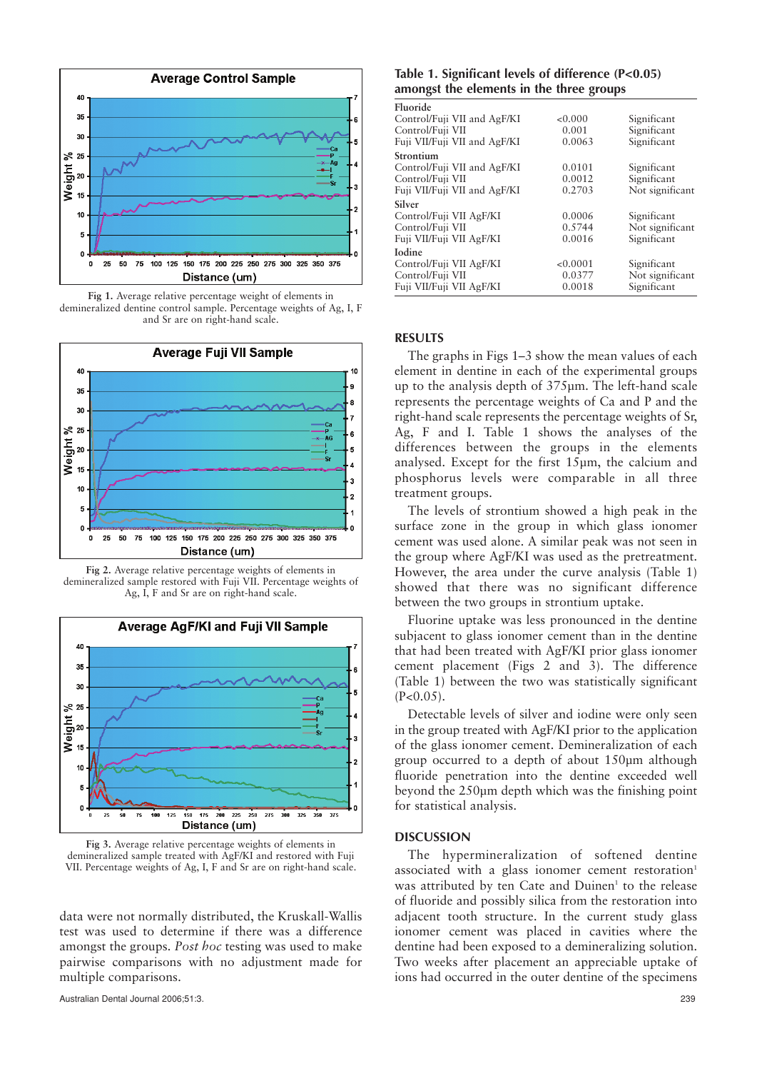Fig 1. Average relative percentage weight of elements in demineralized dentine control sample. Percentage weights of Ag, I, F and Sr are on right-hand scale.

Fig 2. Average relative percentage weights of elements in demineralized sample restored with Fuji VII. Percentage weights of Ag, I, F and Sr are on right-hand scale.

Fig 3. Average relative percentage weights of elements in demineralized sample treated with AgF/KI and restored with Fuji VII. Percentage weights of Ag, I, F and Sr are on right-hand scale.

data were not normally distributed, the Kruskall-Wallis test was used to determine if there was a difference amongst the groups. *Post hoc* testing was used to make pairwise comparisons with no adjustment made for multiple comparisons.

**Table 1. Significant levels of difference (P<0.05) amongst the elements in the three groups**

| | | |
|---|---|---|
| **Fluoride** | | |
| Control/Fuji VII and AgF/KI | <0.000 | Significant |
| Control/Fuji VII | 0.001 | Significant |
| Fuji VII/Fuji VII and AgF/KI | 0.0063 | Significant |
| **Strontium** | | |
| Control/Fuji VII and AgF/KI | 0.0101 | Significant |
| Control/Fuji VII | 0.0012 | Significant |
| Fuji VII/Fuji VII and AgF/KI | 0.2703 | Not significant |
| **Silver** | | |
| Control/Fuji VII AgF/KI | 0.0006 | Significant |
| Control/Fuji VII | 0.5744 | Not significant |
| Fuji VII/Fuji VII AgF/KI | 0.0016 | Significant |
| **Iodine** | | |
| Control/Fuji VII AgF/KI | <0.0001 | Significant |
| Control/Fuji VII | 0.0377 | Not significant |
| Fuji VII/Fuji VII AgF/KI | 0.0018 | Significant |

## RESULTS

The graphs in Figs 1–3 show the mean values of each element in dentine in each of the experimental groups up to the analysis depth of 375µm. The left-hand scale represents the percentage weights of Ca and P and the right-hand scale represents the percentage weights of Sr, Ag, F and I. Table 1 shows the analyses of the differences between the groups in the elements analysed. Except for the first 15µm, the calcium and phosphorus levels were comparable in all three treatment groups.

The levels of strontium showed a high peak in the surface zone in the group in which glass ionomer cement was used alone. A similar peak was not seen in the group where AgF/KI was used as the pretreatment. However, the area under the curve analysis (Table 1) showed that there was no significant difference between the two groups in strontium uptake.

Fluorine uptake was less pronounced in the dentine subjacent to glass ionomer cement than in the dentine that had been treated with AgF/KI prior glass ionomer cement placement (Figs 2 and 3). The difference (Table 1) between the two was statistically significant (P<0.05).

Detectable levels of silver and iodine were only seen in the group treated with AgF/KI prior to the application of the glass ionomer cement. Demineralization of each group occurred to a depth of about 150µm although fluoride penetration into the dentine exceeded well beyond the 250µm depth which was the finishing point for statistical analysis.

## DISCUSSION

The hypermineralization of softened dentine associated with a glass ionomer cement restoration[1] was attributed by ten Cate and Duinen[1] to the release of fluoride and possibly silica from the restoration into adjacent tooth structure. In the current study glass ionomer cement was placed in cavities where the dentine had been exposed to a demineralizing solution. Two weeks after placement an appreciable uptake of ions had occurred in the outer dentine of the specimens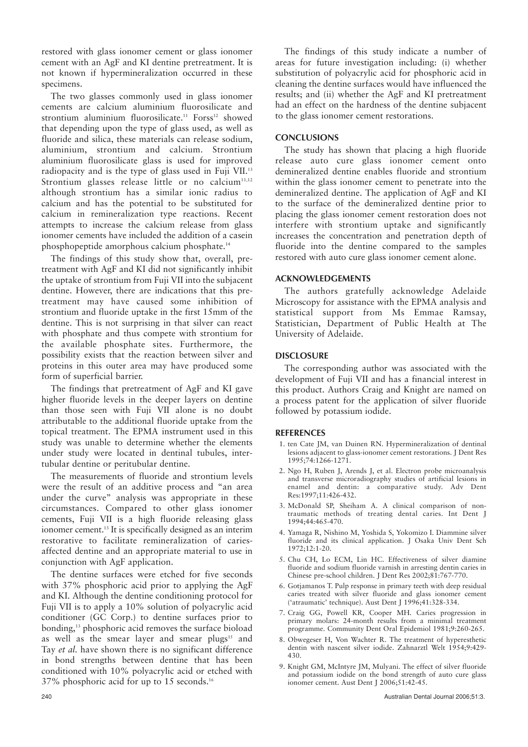restored with glass ionomer cement or glass ionomer cement with an AgF and KI dentine pretreatment. It is not known if hypermineralization occurred in these specimens.

The two glasses commonly used in glass ionomer cements are calcium aluminium fluorosilicate and strontium aluminium fluorosilicate.[11] Forss[12] showed that depending upon the type of glass used, as well as fluoride and silica, these materials can release sodium, aluminium, strontium and calcium. Strontium aluminium fluorosilicate glass is used for improved radiopacity and is the type of glass used in Fuji VII.[13] Strontium glasses release little or no calcium[11,12] although strontium has a similar ionic radius to calcium and has the potential to be substituted for calcium in remineralization type reactions. Recent attempts to increase the calcium release from glass ionomer cements have included the addition of a casein phosphopeptide amorphous calcium phosphate.[14]

The findings of this study show that, overall, pre-treatment with AgF and KI did not significantly inhibit the uptake of strontium from Fuji VII into the subjacent dentine. However, there are indications that this pre-treatment may have caused some inhibition of strontium and fluoride uptake in the first 15mm of the dentine. This is not surprising in that silver can react with phosphate and thus compete with strontium for the available phosphate sites. Furthermore, the possibility exists that the reaction between silver and proteins in this outer area may have produced some form of superficial barrier.

The findings that pretreatment of AgF and KI gave higher fluoride levels in the deeper layers on dentine than those seen with Fuji VII alone is no doubt attributable to the additional fluoride uptake from the topical treatment. The EPMA instrument used in this study was unable to determine whether the elements under study were located in dentinal tubules, inter-tubular dentine or peritubular dentine.

The measurements of fluoride and strontium levels were the result of an additive process and "an area under the curve" analysis was appropriate in these circumstances. Compared to other glass ionomer cements, Fuji VII is a high fluoride releasing glass ionomer cement.[13] It is specifically designed as an interim restorative to facilitate remineralization of caries-affected dentine and an appropriate material to use in conjunction with AgF application.

The dentine surfaces were etched for five seconds with 37% phosphoric acid prior to applying the AgF and KI. Although the dentine conditioning protocol for Fuji VII is to apply a 10% solution of polyacrylic acid conditioner (GC Corp.) to dentine surfaces prior to bonding,[13] phosphoric acid removes the surface bioload as well as the smear layer and smear plugs[15] and Tay *et al.* have shown there is no significant difference in bond strengths between dentine that has been conditioned with 10% polyacrylic acid or etched with 37% phosphoric acid for up to 15 seconds.[16]

The findings of this study indicate a number of areas for future investigation including: (i) whether substitution of polyacrylic acid for phosphoric acid in cleaning the dentine surfaces would have influenced the results; and (ii) whether the AgF and KI pretreatment had an effect on the hardness of the dentine subjacent to the glass ionomer cement restorations.

## CONCLUSIONS

The study has shown that placing a high fluoride release auto cure glass ionomer cement onto demineralized dentine enables fluoride and strontium within the glass ionomer cement to penetrate into the demineralized dentine. The application of AgF and KI to the surface of the demineralized dentine prior to placing the glass ionomer cement restoration does not interfere with strontium uptake and significantly increases the concentration and penetration depth of fluoride into the dentine compared to the samples restored with auto cure glass ionomer cement alone.

## ACKNOWLEDGEMENTS

The authors gratefully acknowledge Adelaide Microscopy for assistance with the EPMA analysis and statistical support from Ms Emmae Ramsay, Statistician, Department of Public Health at The University of Adelaide.

## DISCLOSURE

The corresponding author was associated with the development of Fuji VII and has a financial interest in this product. Authors Craig and Knight are named on a process patent for the application of silver fluoride followed by potassium iodide.

## REFERENCES

1. ten Cate JM, van Duinen RN. Hypermineralization of dentinal lesions adjacent to glass-ionomer cement restorations. J Dent Res 1995;74:1266-1271.
2. Ngo H, Ruben J, Arends J, et al. Electron probe microanalysis and transverse microradiography studies of artificial lesions in enamel and dentin: a comparative study. Adv Dent Res:1997;11:426-432.
3. McDonald SP, Sheiham A. A clinical comparison of non-traumatic methods of treating dental caries. Int Dent J 1994;44:465-470.
4. Yamaga R, Nishino M, Yoshida S, Yokomizo I. Diammine silver fluoride and its clinical application. J Osaka Univ Dent Sch 1972;12:1-20.
5. Chu CH, Lo ECM, Lin HC. Effectiveness of silver diamine fluoride and sodium fluoride varnish in arresting dentin caries in Chinese pre-school children. J Dent Res 2002;81:767-770.
6. Gotjamanos T. Pulp response in primary teeth with deep residual caries treated with silver fluoride and glass ionomer cement ('atraumatic' technique). Aust Dent J 1996;41:328-334.
7. Craig GG, Powell KR, Cooper MH. Caries progression in primary molars: 24-month results from a minimal treatment programme. Community Dent Oral Epidemiol 1981;9:260-265.
8. Obwegeser H, Von Wachter R. The treatment of hyperesthetic dentin with nascent silver iodide. Zahnarztl Welt 1954;9:429-430.
9. Knight GM, McIntyre JM, Mulyani. The effect of silver fluoride and potassium iodide on the bond strength of auto cure glass ionomer cement. Aust Dent J 2006;51:42-45.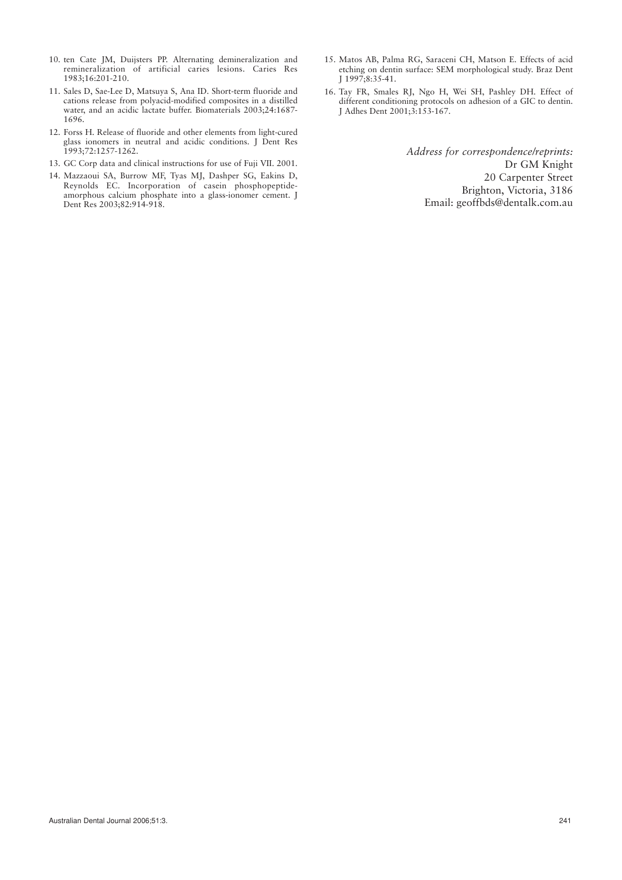10. ten Cate JM, Duijsters PP. Alternating demineralization and remineralization of artificial caries lesions. Caries Res 1983;16:201-210.
11. Sales D, Sae-Lee D, Matsuya S, Ana ID. Short-term fluoride and cations release from polyacid-modified composites in a distilled water, and an acidic lactate buffer. Biomaterials 2003;24:1687-1696.
12. Forss H. Release of fluoride and other elements from light-cured glass ionomers in neutral and acidic conditions. J Dent Res 1993;72:1257-1262.
13. GC Corp data and clinical instructions for use of Fuji VII. 2001.
14. Mazzaoui SA, Burrow MF, Tyas MJ, Dashper SG, Eakins D, Reynolds EC. Incorporation of casein phosphopeptide-amorphous calcium phosphate into a glass-ionomer cement. J Dent Res 2003;82:914-918.
15. Matos AB, Palma RG, Saraceni CH, Matson E. Effects of acid etching on dentin surface: SEM morphological study. Braz Dent J 1997;8:35-41.
16. Tay FR, Smales RJ, Ngo H, Wei SH, Pashley DH. Effect of different conditioning protocols on adhesion of a GIC to dentin. J Adhes Dent 2001;3:153-167.

*Address for correspondence/reprints:*
Dr GM Knight
20 Carpenter Street
Brighton, Victoria, 3186
Email: geoffbds@dentalk.com.au